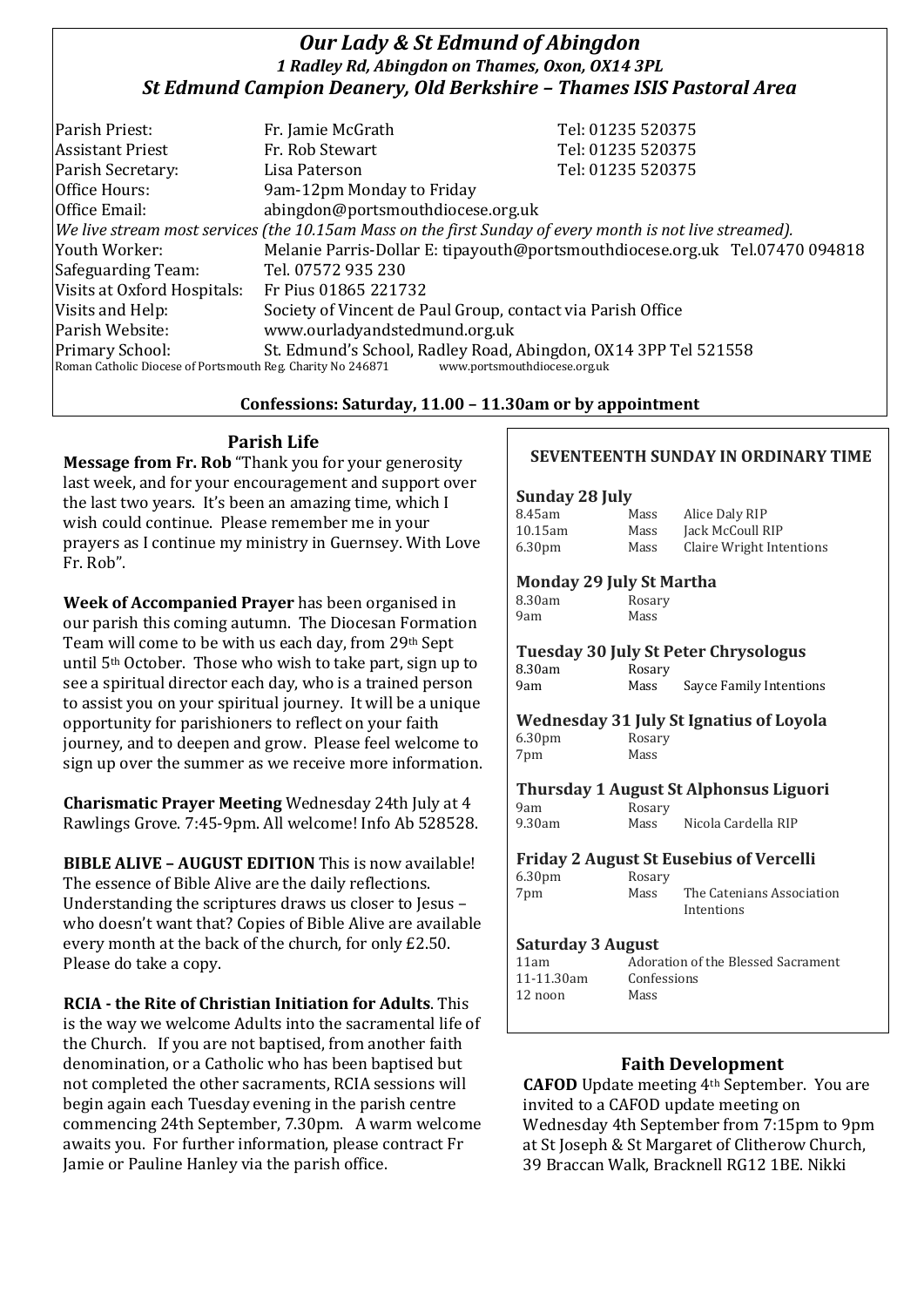# *Our Lady & St Edmund of Abingdon*

***1 Radley Rd, Abingdon on Thames, Oxon, OX14 3PL***

***St Edmund Campion Deanery, Old Berkshire – Thames ISIS Pastoral Area***

| | | |
|---|---|---|
| Parish Priest: | Fr. Jamie McGrath | Tel: 01235 520375 |
| Assistant Priest | Fr. Rob Stewart | Tel: 01235 520375 |
| Parish Secretary: | Lisa Paterson | Tel: 01235 520375 |
| Office Hours: | 9am-12pm Monday to Friday | |
| Office Email: | abingdon@portsmouthdiocese.org.uk | |

*We live stream most services (the 10.15am Mass on the first Sunday of every month is not live streamed).*

| | |
|---|---|
| Youth Worker: | Melanie Parris-Dollar E: tipayouth@portsmouthdiocese.org.uk Tel.07470 094818 |
| Safeguarding Team: | Tel. 07572 935 230 |
| Visits at Oxford Hospitals: | Fr Pius 01865 221732 |
| Visits and Help: | Society of Vincent de Paul Group, contact via Parish Office |
| Parish Website: | www.ourladyandstedmund.org.uk |
| Primary School: | St. Edmund's School, Radley Road, Abingdon, OX14 3PP Tel 521558 |

Roman Catholic Diocese of Portsmouth Reg. Charity No 246871 www.portsmouthdiocese.org.uk

**Confessions: Saturday, 11.00 – 11.30am or by appointment**

## Parish Life

**Message from Fr. Rob** "Thank you for your generosity last week, and for your encouragement and support over the last two years. It's been an amazing time, which I wish could continue. Please remember me in your prayers as I continue my ministry in Guernsey. With Love Fr. Rob".

**Week of Accompanied Prayer** has been organised in our parish this coming autumn. The Diocesan Formation Team will come to be with us each day, from 29th Sept until 5th October. Those who wish to take part, sign up to see a spiritual director each day, who is a trained person to assist you on your spiritual journey. It will be a unique opportunity for parishioners to reflect on your faith journey, and to deepen and grow. Please feel welcome to sign up over the summer as we receive more information.

**Charismatic Prayer Meeting** Wednesday 24th July at 4 Rawlings Grove. 7:45-9pm. All welcome! Info Ab 528528.

**BIBLE ALIVE – AUGUST EDITION** This is now available! The essence of Bible Alive are the daily reflections. Understanding the scriptures draws us closer to Jesus – who doesn't want that? Copies of Bible Alive are available every month at the back of the church, for only £2.50. Please do take a copy.

**RCIA - the Rite of Christian Initiation for Adults**. This is the way we welcome Adults into the sacramental life of the Church. If you are not baptised, from another faith denomination, or a Catholic who has been baptised but not completed the other sacraments, RCIA sessions will begin again each Tuesday evening in the parish centre commencing 24th September, 7.30pm. A warm welcome awaits you. For further information, please contract Fr Jamie or Pauline Hanley via the parish office.

## SEVENTEENTH SUNDAY IN ORDINARY TIME

**Sunday 28 July**

| | | |
|---|---|---|
| 8.45am | Mass | Alice Daly RIP |
| 10.15am | Mass | Jack McCoull RIP |
| 6.30pm | Mass | Claire Wright Intentions |

**Monday 29 July St Martha**

| | | |
|---|---|---|
| 8.30am | Rosary | |
| 9am | Mass | |

**Tuesday 30 July St Peter Chrysologus**

| | | |
|---|---|---|
| 8.30am | Rosary | |
| 9am | Mass | Sayce Family Intentions |

**Wednesday 31 July St Ignatius of Loyola**

| | | |
|---|---|---|
| 6.30pm | Rosary | |
| 7pm | Mass | |

**Thursday 1 August St Alphonsus Liguori**

| | | |
|---|---|---|
| 9am | Rosary | |
| 9.30am | Mass | Nicola Cardella RIP |

**Friday 2 August St Eusebius of Vercelli**

| | | |
|---|---|---|
| 6.30pm | Rosary | |
| 7pm | Mass | The Catenians Association Intentions |

**Saturday 3 August**

| | |
|---|---|
| 11am | Adoration of the Blessed Sacrament |
| 11-11.30am | Confessions |
| 12 noon | Mass |

## Faith Development

**CAFOD** Update meeting 4th September. You are invited to a CAFOD update meeting on Wednesday 4th September from 7:15pm to 9pm at St Joseph & St Margaret of Clitherow Church, 39 Braccan Walk, Bracknell RG12 1BE. Nikki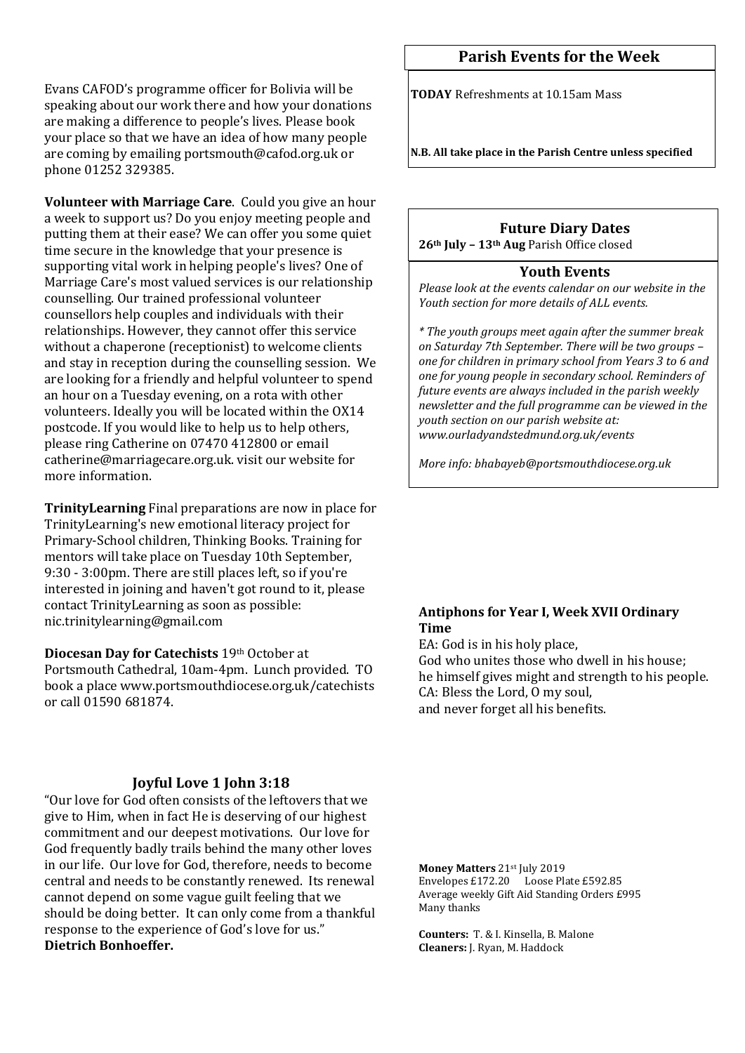Evans CAFOD's programme officer for Bolivia will be speaking about our work there and how your donations are making a difference to people's lives. Please book your place so that we have an idea of how many people are coming by emailing portsmouth@cafod.org.uk or phone 01252 329385.

**Volunteer with Marriage Care**. Could you give an hour a week to support us? Do you enjoy meeting people and putting them at their ease? We can offer you some quiet time secure in the knowledge that your presence is supporting vital work in helping people's lives? One of Marriage Care's most valued services is our relationship counselling. Our trained professional volunteer counsellors help couples and individuals with their relationships. However, they cannot offer this service without a chaperone (receptionist) to welcome clients and stay in reception during the counselling session. We are looking for a friendly and helpful volunteer to spend an hour on a Tuesday evening, on a rota with other volunteers. Ideally you will be located within the OX14 postcode. If you would like to help us to help others, please ring Catherine on 07470 412800 or email catherine@marriagecare.org.uk. visit our website for more information.

**TrinityLearning** Final preparations are now in place for TrinityLearning's new emotional literacy project for Primary-School children, Thinking Books. Training for mentors will take place on Tuesday 10th September, 9:30 - 3:00pm. There are still places left, so if you're interested in joining and haven't got round to it, please contact TrinityLearning as soon as possible: nic.trinitylearning@gmail.com

**Diocesan Day for Catechists** 19th October at Portsmouth Cathedral, 10am-4pm. Lunch provided. TO book a place www.portsmouthdiocese.org.uk/catechists or call 01590 681874.

## Joyful Love 1 John 3:18

"Our love for God often consists of the leftovers that we give to Him, when in fact He is deserving of our highest commitment and our deepest motivations. Our love for God frequently badly trails behind the many other loves in our life. Our love for God, therefore, needs to become central and needs to be constantly renewed. Its renewal cannot depend on some vague guilt feeling that we should be doing better. It can only come from a thankful response to the experience of God's love for us."
**Dietrich Bonhoeffer.**

## Parish Events for the Week

**TODAY** Refreshments at 10.15am Mass

**N.B. All take place in the Parish Centre unless specified**

## Future Diary Dates

**26th July – 13th Aug** Parish Office closed

## Youth Events

*Please look at the events calendar on our website in the Youth section for more details of ALL events.*

** The youth groups meet again after the summer break on Saturday 7th September. There will be two groups – one for children in primary school from Years 3 to 6 and one for young people in secondary school. Reminders of future events are always included in the parish weekly newsletter and the full programme can be viewed in the youth section on our parish website at: www.ourladyandstedmund.org.uk/events*

*More info: bhabayeb@portsmouthdiocese.org.uk*

**Antiphons for Year I, Week XVII Ordinary Time**

EA: God is in his holy place,
God who unites those who dwell in his house;
he himself gives might and strength to his people.
CA: Bless the Lord, O my soul,
and never forget all his benefits.

**Money Matters** 21st July 2019
Envelopes £172.20 Loose Plate £592.85
Average weekly Gift Aid Standing Orders £995
Many thanks

**Counters:** T. & I. Kinsella, B. Malone
**Cleaners:** J. Ryan, M. Haddock